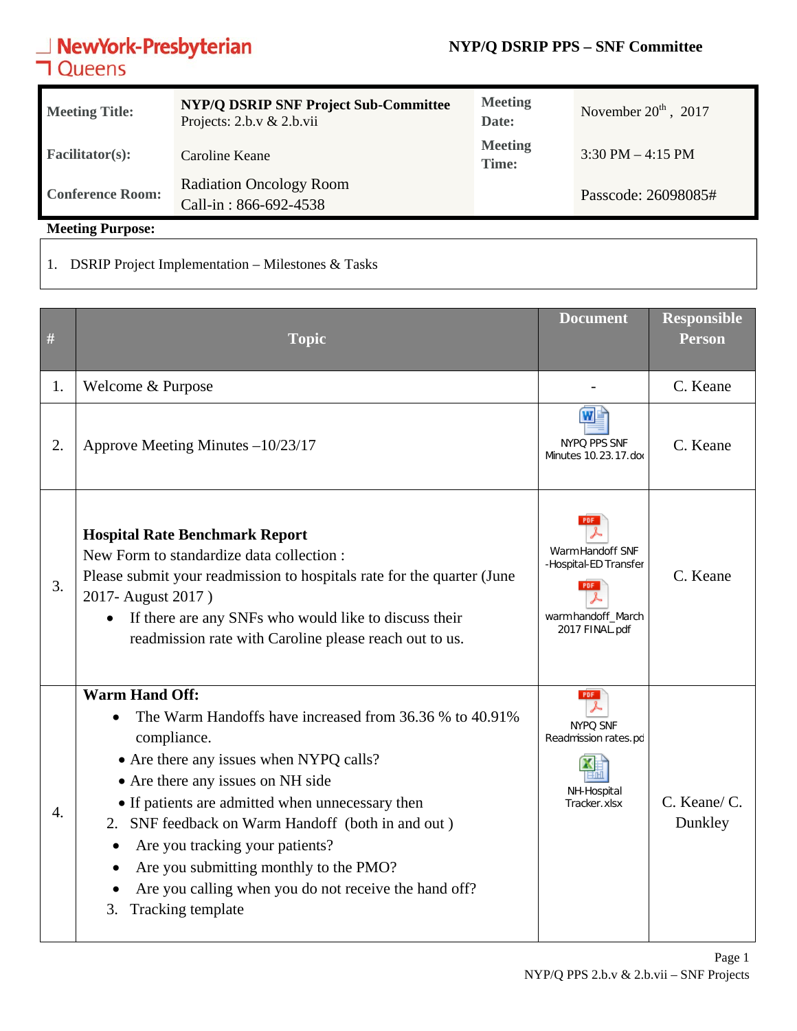NewYork-Presbyterian Queens

**NYP/Q DSRIP PPS – SNF Committee**

| | | | |
|---|---|---|---|
| **Meeting Title:** | **NYP/Q DSRIP SNF Project Sub-Committee** Projects: 2.b.v & 2.b.vii | **Meeting Date:** | November 20th , 2017 |
| **Facilitator(s):** | Caroline Keane | **Meeting Time:** | 3:30 PM – 4:15 PM |
| **Conference Room:** | Radiation Oncology Room Call-in : 866-692-4538 | | Passcode: 26098085# |

**Meeting Purpose:**

1. DSRIP Project Implementation – Milestones & Tasks

| # | Topic | Document | Responsible Person |
|---|---|---|---|
| 1. | Welcome & Purpose | - | C. Keane |
| 2. | Approve Meeting Minutes –10/23/17 | NYPQ PPS SNF Minutes 10.23.17.doc | C. Keane |
| 3. | **Hospital Rate Benchmark Report**<br>New Form to standardize data collection :<br>Please submit your readmission to hospitals rate for the quarter (June 2017- August 2017 )<br>• If there are any SNFs who would like to discuss their readmission rate with Caroline please reach out to us. | Warm Handoff SNF -Hospital-ED Transfer<br>warm handoff_March 2017 FINAL.pdf | C. Keane |
| 4. | **Warm Hand Off:**<br>• The Warm Handoffs have increased from 36.36 % to 40.91% compliance.<br>• Are there any issues when NYPQ calls?<br>• Are there any issues on NH side<br>• If patients are admitted when unnecessary then<br>2. SNF feedback on Warm Handoff (both in and out )<br>• Are you tracking your patients?<br>• Are you submitting monthly to the PMO?<br>• Are you calling when you do not receive the hand off?<br>3. Tracking template | NYPQ SNF Readmission rates.pd<br>NH-Hospital Tracker.xlsx | C. Keane/ C. Dunkley |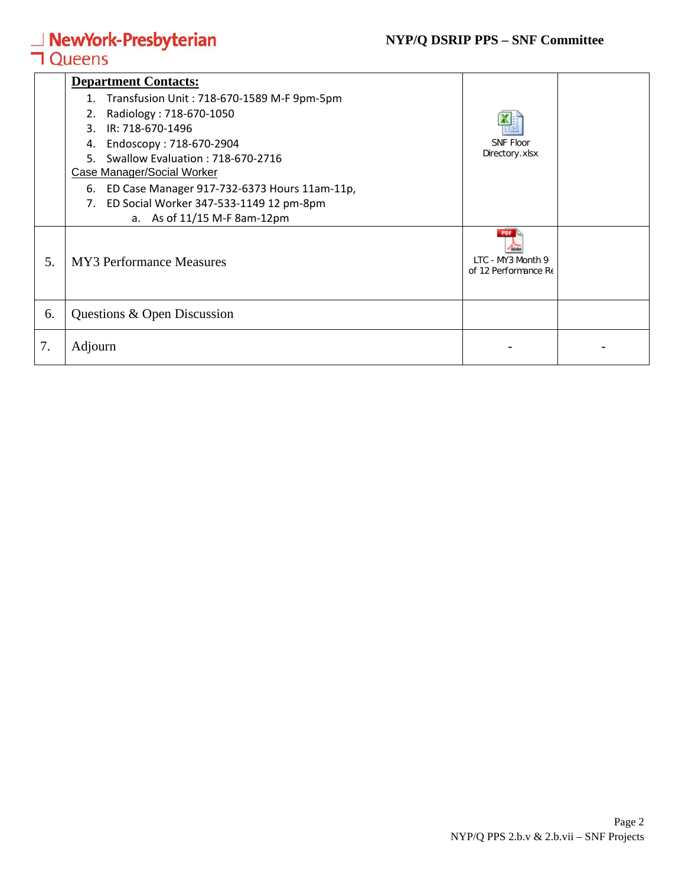| | | | |
|---|---|---|---|
| | **Department Contacts:**<br>1. Transfusion Unit : 718-670-1589 M-F 9pm-5pm<br>2. Radiology : 718-670-1050<br>3. IR: 718-670-1496<br>4. Endoscopy : 718-670-2904<br>5. Swallow Evaluation : 718-670-2716<br>Case Manager/Social Worker<br>6. ED Case Manager 917-732-6373 Hours 11am-11p,<br>7. ED Social Worker 347-533-1149 12 pm-8pm<br>a. As of 11/15 M-F 8am-12pm | SNF Floor Directory.xlsx | |
| 5. | MY3 Performance Measures | LTC - MY3 Month 9 of 12 Performance Re | |
| 6. | Questions & Open Discussion | | |
| 7. | Adjourn | - | - |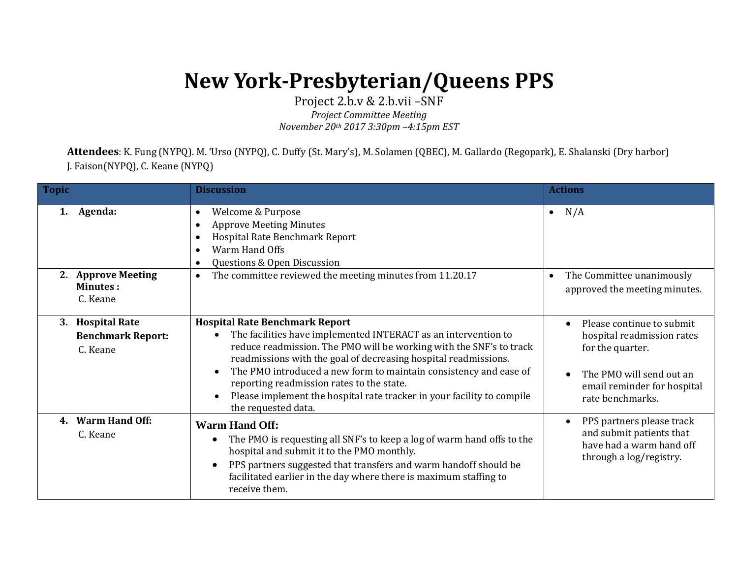# New York-Presbyterian/Queens PPS

Project 2.b.v & 2.b.vii –SNF

*Project Committee Meeting*

*November 20th 2017 3:30pm –4:15pm EST*

**Attendees**: K. Fung (NYPQ). M. 'Urso (NYPQ), C. Duffy (St. Mary's), M. Solamen (QBEC), M. Gallardo (Regopark), E. Shalanski (Dry harbor) J. Faison(NYPQ), C. Keane (NYPQ)

| Topic | Discussion | Actions |
|---|---|---|
| **1. Agenda:** | • Welcome & Purpose<br>• Approve Meeting Minutes<br>• Hospital Rate Benchmark Report<br>• Warm Hand Offs<br>• Questions & Open Discussion | • N/A |
| **2. Approve Meeting Minutes :** C. Keane | • The committee reviewed the meeting minutes from 11.20.17 | • The Committee unanimously approved the meeting minutes. |
| **3. Hospital Rate Benchmark Report:** C. Keane | **Hospital Rate Benchmark Report**<br>• The facilities have implemented INTERACT as an intervention to reduce readmission. The PMO will be working with the SNF's to track readmissions with the goal of decreasing hospital readmissions.<br>• The PMO introduced a new form to maintain consistency and ease of reporting readmission rates to the state.<br>• Please implement the hospital rate tracker in your facility to compile the requested data. | • Please continue to submit hospital readmission rates for the quarter.<br>• The PMO will send out an email reminder for hospital rate benchmarks. |
| **4. Warm Hand Off:** C. Keane | **Warm Hand Off:**<br>• The PMO is requesting all SNF's to keep a log of warm hand offs to the hospital and submit it to the PMO monthly.<br>• PPS partners suggested that transfers and warm handoff should be facilitated earlier in the day where there is maximum staffing to receive them. | • PPS partners please track and submit patients that have had a warm hand off through a log/registry. |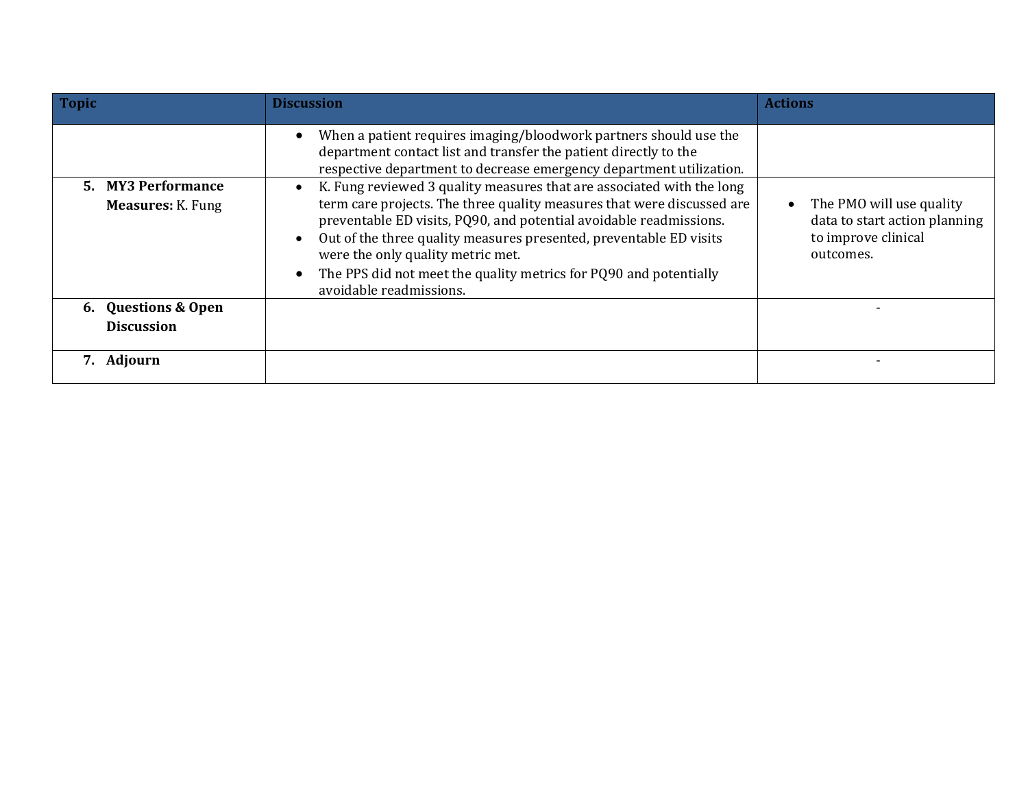| Topic | Discussion | Actions |
|---|---|---|
| | • When a patient requires imaging/bloodwork partners should use the department contact list and transfer the patient directly to the respective department to decrease emergency department utilization. | |
| 5. **MY3 Performance Measures:** K. Fung | • K. Fung reviewed 3 quality measures that are associated with the long term care projects. The three quality measures that were discussed are preventable ED visits, PQ90, and potential avoidable readmissions. <br> • Out of the three quality measures presented, preventable ED visits were the only quality metric met. <br> • The PPS did not meet the quality metrics for PQ90 and potentially avoidable readmissions. | • The PMO will use quality data to start action planning to improve clinical outcomes. |
| 6. **Questions & Open Discussion** | | - |
| 7. **Adjourn** | | - |